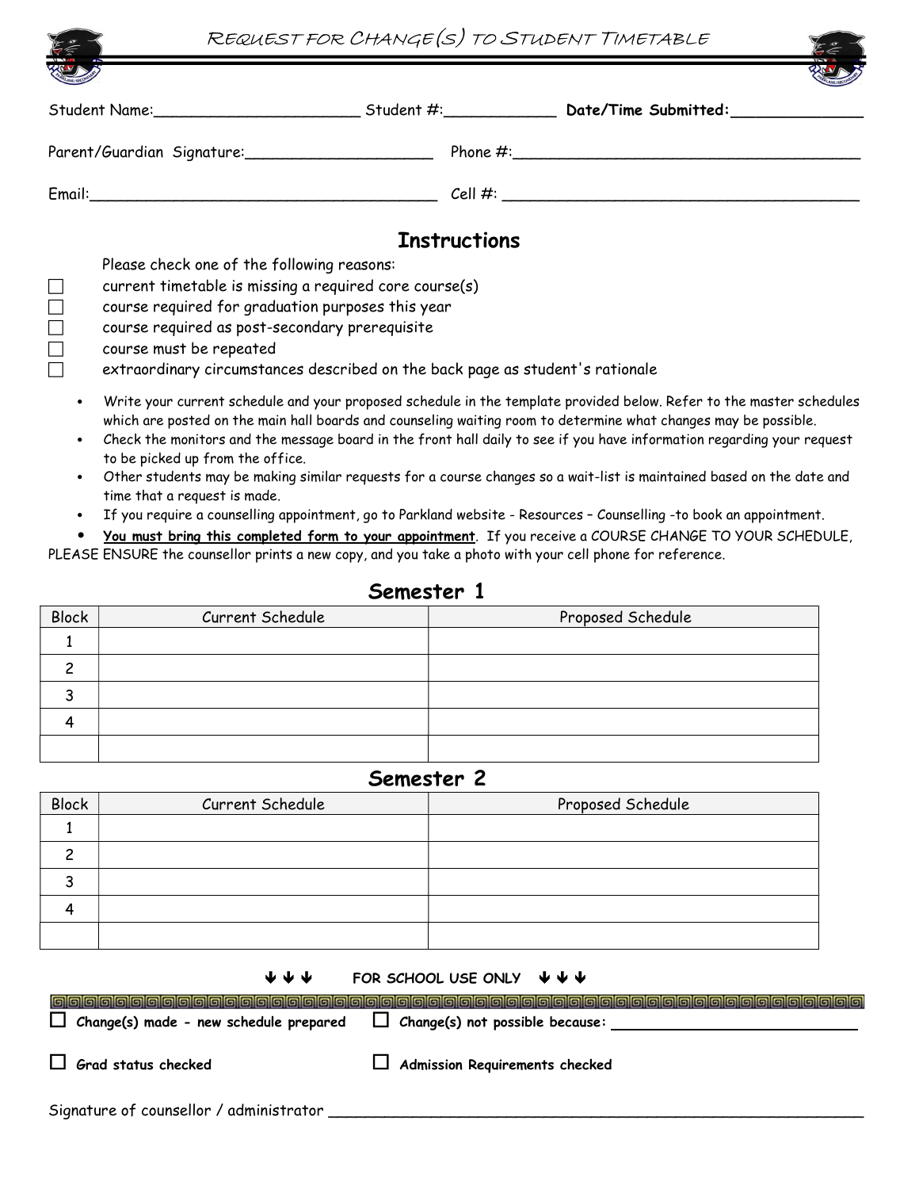# Request for Change(s) to Student Timetable

Student Name:______________________ Student #:____________ **Date/Time Submitted:**______________

Parent/Guardian Signature:_____________________ Phone #:______________________________________

Email:______________________________________ Cell #: ______________________________________

## Instructions

Please check one of the following reasons:

- ☐ current timetable is missing a required core course(s)
- ☐ course required for graduation purposes this year
- ☐ course required as post-secondary prerequisite
- ☐ course must be repeated
- ☐ extraordinary circumstances described on the back page as student's rationale

- Write your current schedule and your proposed schedule in the template provided below. Refer to the master schedules which are posted on the main hall boards and counseling waiting room to determine what changes may be possible.
- Check the monitors and the message board in the front hall daily to see if you have information regarding your request to be picked up from the office.
- Other students may be making similar requests for a course changes so a wait-list is maintained based on the date and time that a request is made.
- If you require a counselling appointment, go to Parkland website - Resources – Counselling -to book an appointment.
- **You must bring this completed form to your appointment**. If you receive a COURSE CHANGE TO YOUR SCHEDULE, PLEASE ENSURE the counsellor prints a new copy, and you take a photo with your cell phone for reference.

## Semester 1

| Block | Current Schedule | Proposed Schedule |
|---|---|---|
| 1 | | |
| 2 | | |
| 3 | | |
| 4 | | |
| | | |

## Semester 2

| Block | Current Schedule | Proposed Schedule |
|---|---|---|
| 1 | | |
| 2 | | |
| 3 | | |
| 4 | | |
| | | |

↓↓↓ FOR SCHOOL USE ONLY ↓↓↓

☐ **Change(s) made - new schedule prepared** ☐ **Change(s) not possible because:** ____________________________

☐ **Grad status checked** ☐ **Admission Requirements checked**

Signature of counsellor / administrator ____________________________________________________________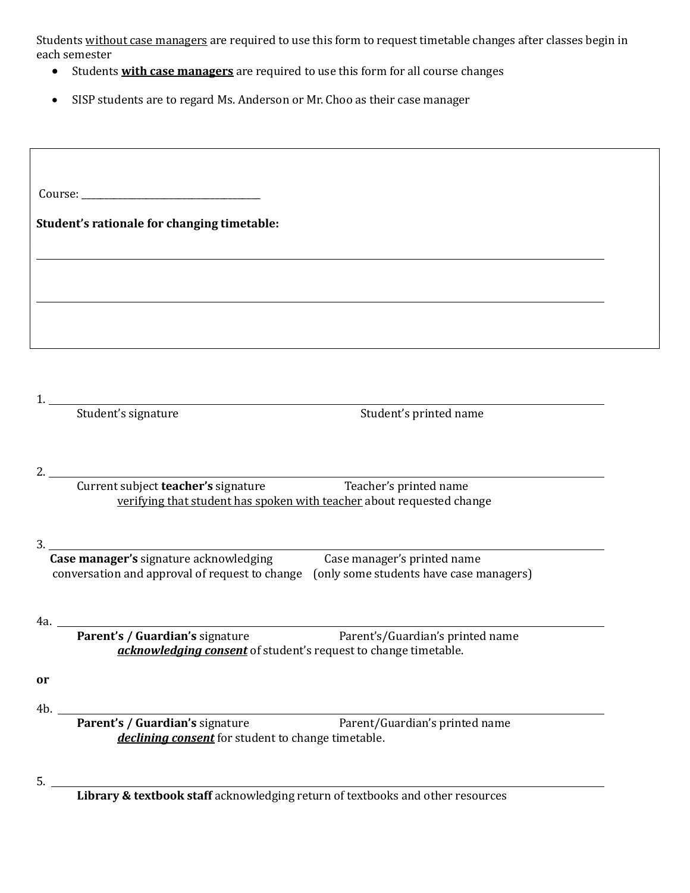Students <u>without case managers</u> are required to use this form to request timetable changes after classes begin in each semester

- Students **<u>with case managers</u>** are required to use this form for all course changes
- SISP students are to regard Ms. Anderson or Mr. Choo as their case manager

Course: ______________________________

**Student's rationale for changing timetable:**

_______________________________________________________________________

_______________________________________________________________________

1. _______________________________________________________________________
   Student's signature — Student's printed name

2. _______________________________________________________________________
   Current subject **teacher's** signature — Teacher's printed name
   <u>verifying that student has spoken with teacher</u> about requested change

3. _______________________________________________________________________
   **Case manager's** signature acknowledging conversation and approval of request to change — Case manager's printed name (only some students have case managers)

4a. _______________________________________________________________________
   **Parent's / Guardian's** signature — Parent's/Guardian's printed name
   ***<u>acknowledging consent</u>*** of student's request to change timetable.

**or**

4b. _______________________________________________________________________
   **Parent's / Guardian's** signature — Parent/Guardian's printed name
   ***<u>declining consent</u>*** for student to change timetable.

5. _______________________________________________________________________
   **Library & textbook staff** acknowledging return of textbooks and other resources